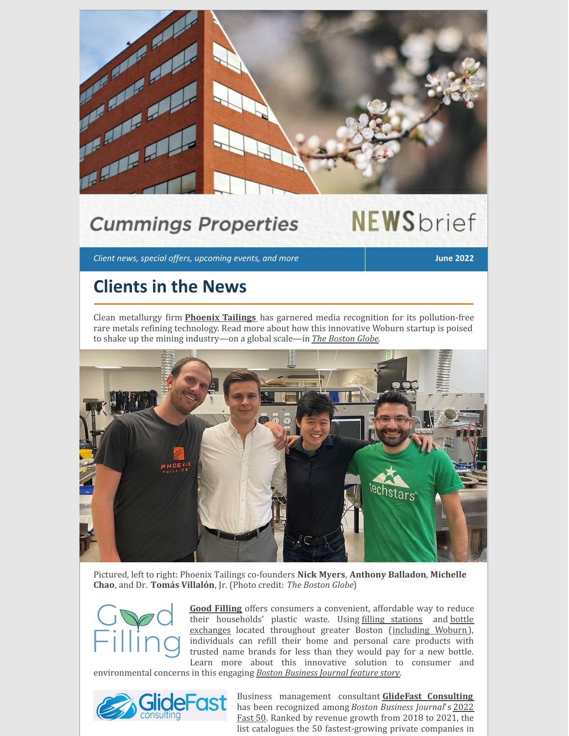Cummings Properties NEWSbrief

*Client news, special offers, upcoming events, and more* | **June 2022**

# Clients in the News

Clean metallurgy firm **Phoenix Tailings** has garnered media recognition for its pollution-free rare metals refining technology. Read more about how this innovative Woburn startup is poised to shake up the mining industry—on a global scale—in *The Boston Globe*.

Pictured, left to right: Phoenix Tailings co-founders **Nick Myers**, **Anthony Balladon**, **Michelle Chao**, and Dr. **Tomás Villalón**, Jr. (Photo credit: *The Boston Globe*)

**Good Filling** offers consumers a convenient, affordable way to reduce their households' plastic waste. Using filling stations and bottle exchanges located throughout greater Boston (including Woburn), individuals can refill their home and personal care products with trusted name brands for less than they would pay for a new bottle. Learn more about this innovative solution to consumer and environmental concerns in this engaging *Boston Business Journal feature story*.

Business management consultant **GlideFast Consulting** has been recognized among *Boston Business Journal*'s 2022 Fast 50. Ranked by revenue growth from 2018 to 2021, the list catalogues the 50 fastest-growing private companies in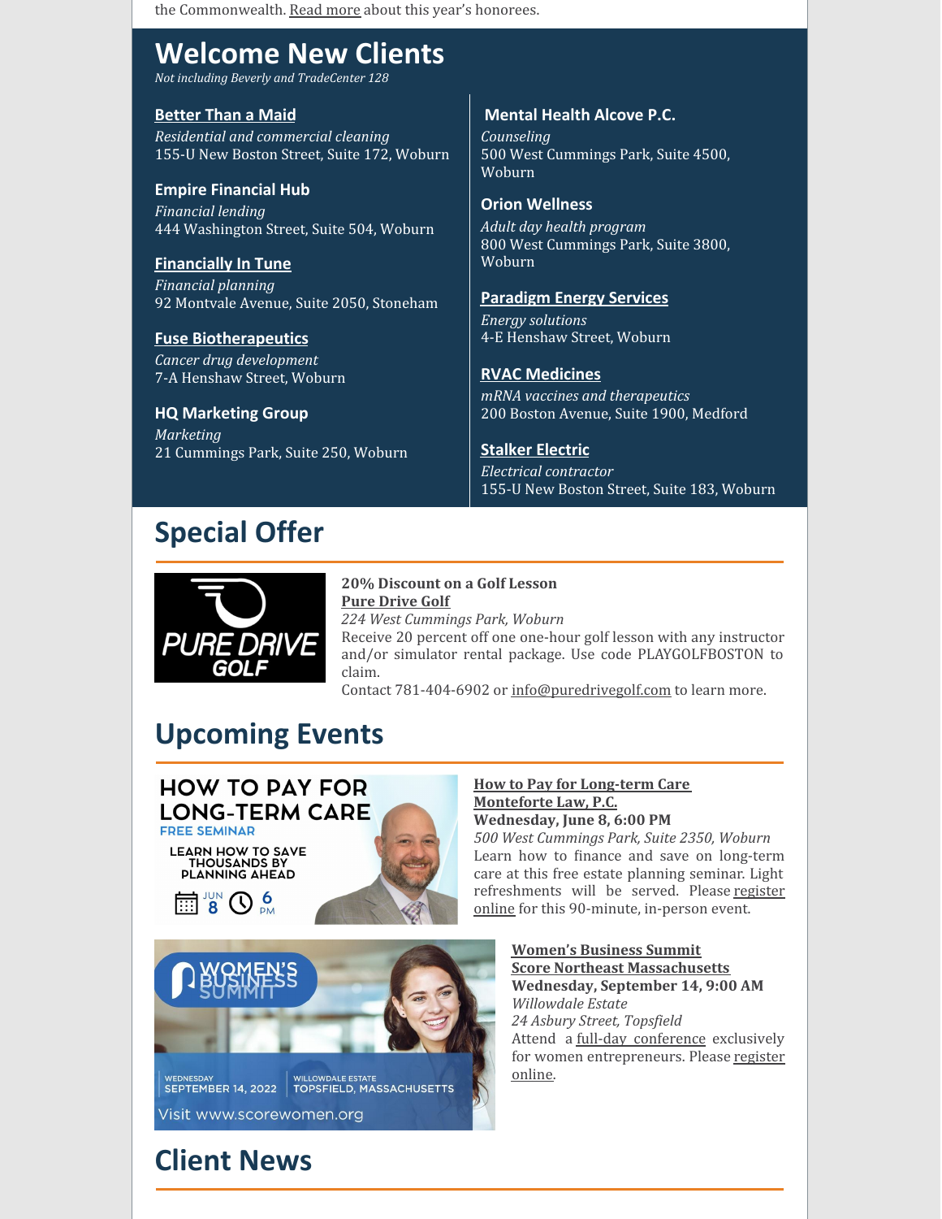the Commonwealth. Read more about this year's honorees.

## Welcome New Clients

*Not including Beverly and TradeCenter 128*

**Better Than a Maid**
*Residential and commercial cleaning*
155-U New Boston Street, Suite 172, Woburn

**Empire Financial Hub**
*Financial lending*
444 Washington Street, Suite 504, Woburn

**Financially In Tune**
*Financial planning*
92 Montvale Avenue, Suite 2050, Stoneham

**Fuse Biotherapeutics**
*Cancer drug development*
7-A Henshaw Street, Woburn

**HQ Marketing Group**
*Marketing*
21 Cummings Park, Suite 250, Woburn

**Mental Health Alcove P.C.**
*Counseling*
500 West Cummings Park, Suite 4500, Woburn

**Orion Wellness**
*Adult day health program*
800 West Cummings Park, Suite 3800, Woburn

**Paradigm Energy Services**
*Energy solutions*
4-E Henshaw Street, Woburn

**RVAC Medicines**
*mRNA vaccines and therapeutics*
200 Boston Avenue, Suite 1900, Medford

**Stalker Electric**
*Electrical contractor*
155-U New Boston Street, Suite 183, Woburn

## Special Offer

**20% Discount on a Golf Lesson**
**Pure Drive Golf**
*224 West Cummings Park, Woburn*
Receive 20 percent off one one-hour golf lesson with any instructor and/or simulator rental package. Use code PLAYGOLFBOSTON to claim.
Contact 781-404-6902 or info@puredrivegolf.com to learn more.

## Upcoming Events

**How to Pay for Long-term Care**
**Monteforte Law, P.C.**
**Wednesday, June 8, 6:00 PM**
*500 West Cummings Park, Suite 2350, Woburn*
Learn how to finance and save on long-term care at this free estate planning seminar. Light refreshments will be served. Please register online for this 90-minute, in-person event.

**Women's Business Summit**
**Score Northeast Massachusetts**
**Wednesday, September 14, 9:00 AM**
*Willowdale Estate*
*24 Asbury Street, Topsfield*
Attend a full-day conference exclusively for women entrepreneurs. Please register online.

## Client News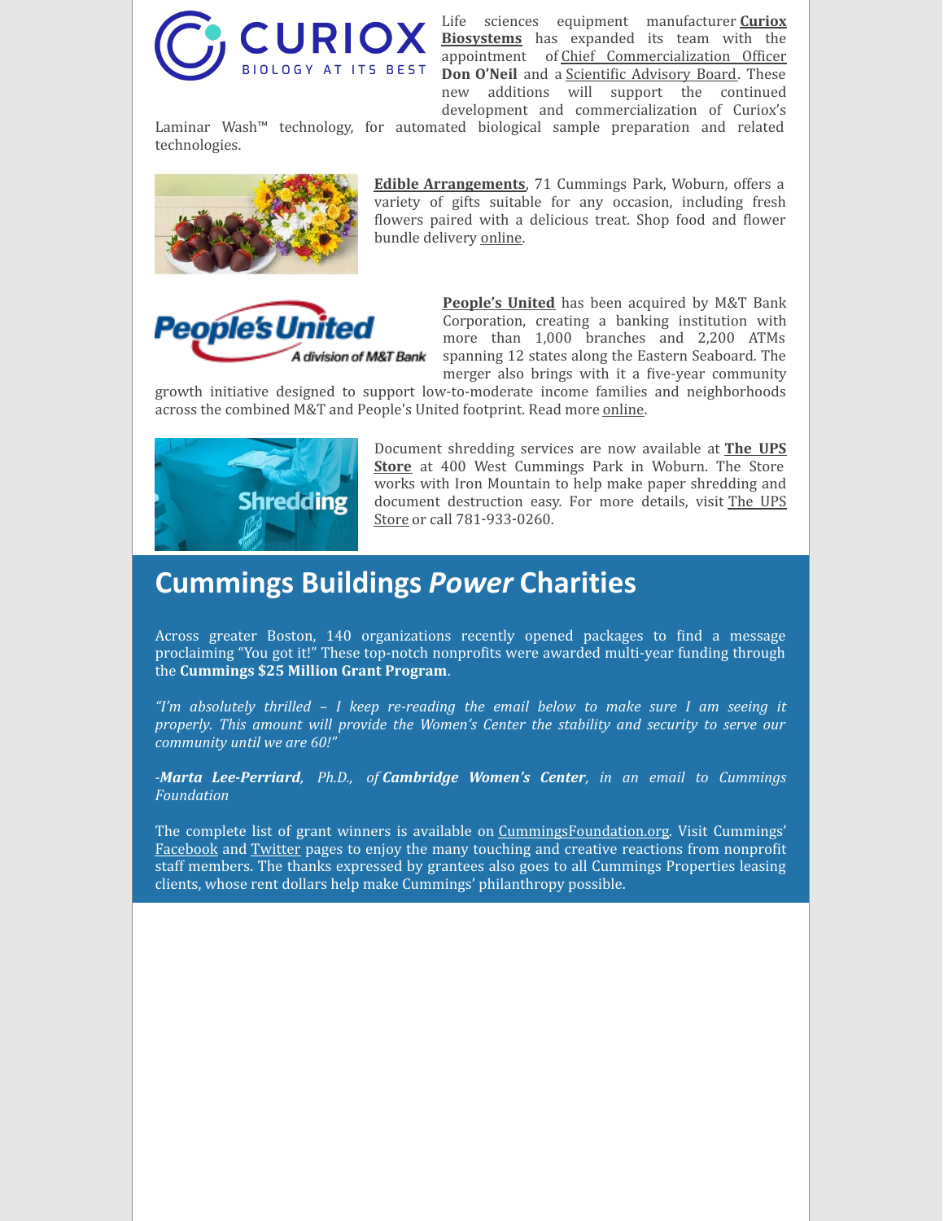Life sciences equipment manufacturer **Curiox Biosystems** has expanded its team with the appointment of Chief Commercialization Officer **Don O'Neil** and a Scientific Advisory Board. These new additions will support the continued development and commercialization of Curiox's Laminar Wash™ technology, for automated biological sample preparation and related technologies.

**Edible Arrangements**, 71 Cummings Park, Woburn, offers a variety of gifts suitable for any occasion, including fresh flowers paired with a delicious treat. Shop food and flower bundle delivery online.

**People's United** has been acquired by M&T Bank Corporation, creating a banking institution with more than 1,000 branches and 2,200 ATMs spanning 12 states along the Eastern Seaboard. The merger also brings with it a five-year community growth initiative designed to support low-to-moderate income families and neighborhoods across the combined M&T and People's United footprint. Read more online.

Document shredding services are now available at **The UPS Store** at 400 West Cummings Park in Woburn. The Store works with Iron Mountain to help make paper shredding and document destruction easy. For more details, visit The UPS Store or call 781-933-0260.

## Cummings Buildings *Power* Charities

Across greater Boston, 140 organizations recently opened packages to find a message proclaiming "You got it!" These top-notch nonprofits were awarded multi-year funding through the **Cummings $25 Million Grant Program**.

*"I'm absolutely thrilled – I keep re-reading the email below to make sure I am seeing it properly. This amount will provide the Women's Center the stability and security to serve our community until we are 60!"*

*-**Marta Lee-Perriard**, Ph.D., of **Cambridge Women's Center**, in an email to Cummings Foundation*

The complete list of grant winners is available on CummingsFoundation.org. Visit Cummings' Facebook and Twitter pages to enjoy the many touching and creative reactions from nonprofit staff members. The thanks expressed by grantees also goes to all Cummings Properties leasing clients, whose rent dollars help make Cummings' philanthropy possible.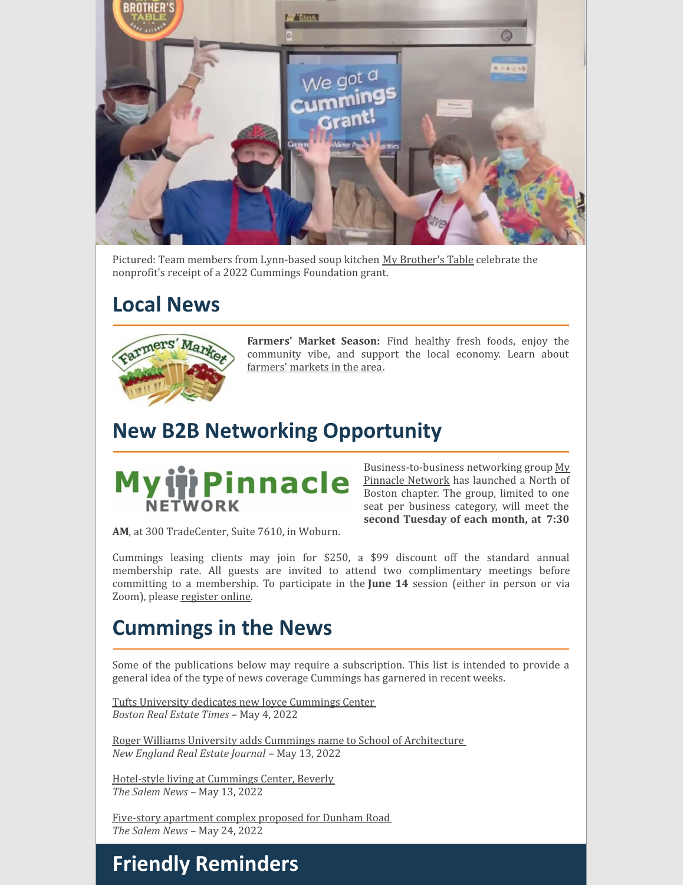Pictured: Team members from Lynn-based soup kitchen My Brother's Table celebrate the nonprofit's receipt of a 2022 Cummings Foundation grant.

## Local News

**Farmers' Market Season:** Find healthy fresh foods, enjoy the community vibe, and support the local economy. Learn about farmers' markets in the area.

## New B2B Networking Opportunity

Business-to-business networking group My Pinnacle Network has launched a North of Boston chapter. The group, limited to one seat per business category, will meet the **second Tuesday of each month, at 7:30 AM**, at 300 TradeCenter, Suite 7610, in Woburn.

Cummings leasing clients may join for $250, a $99 discount off the standard annual membership rate. All guests are invited to attend two complimentary meetings before committing to a membership. To participate in the **June 14** session (either in person or via Zoom), please register online.

## Cummings in the News

Some of the publications below may require a subscription. This list is intended to provide a general idea of the type of news coverage Cummings has garnered in recent weeks.

Tufts University dedicates new Joyce Cummings Center
*Boston Real Estate Times* – May 4, 2022

Roger Williams University adds Cummings name to School of Architecture
*New England Real Estate Journal* – May 13, 2022

Hotel-style living at Cummings Center, Beverly
*The Salem News* – May 13, 2022

Five-story apartment complex proposed for Dunham Road
*The Salem News* – May 24, 2022

## Friendly Reminders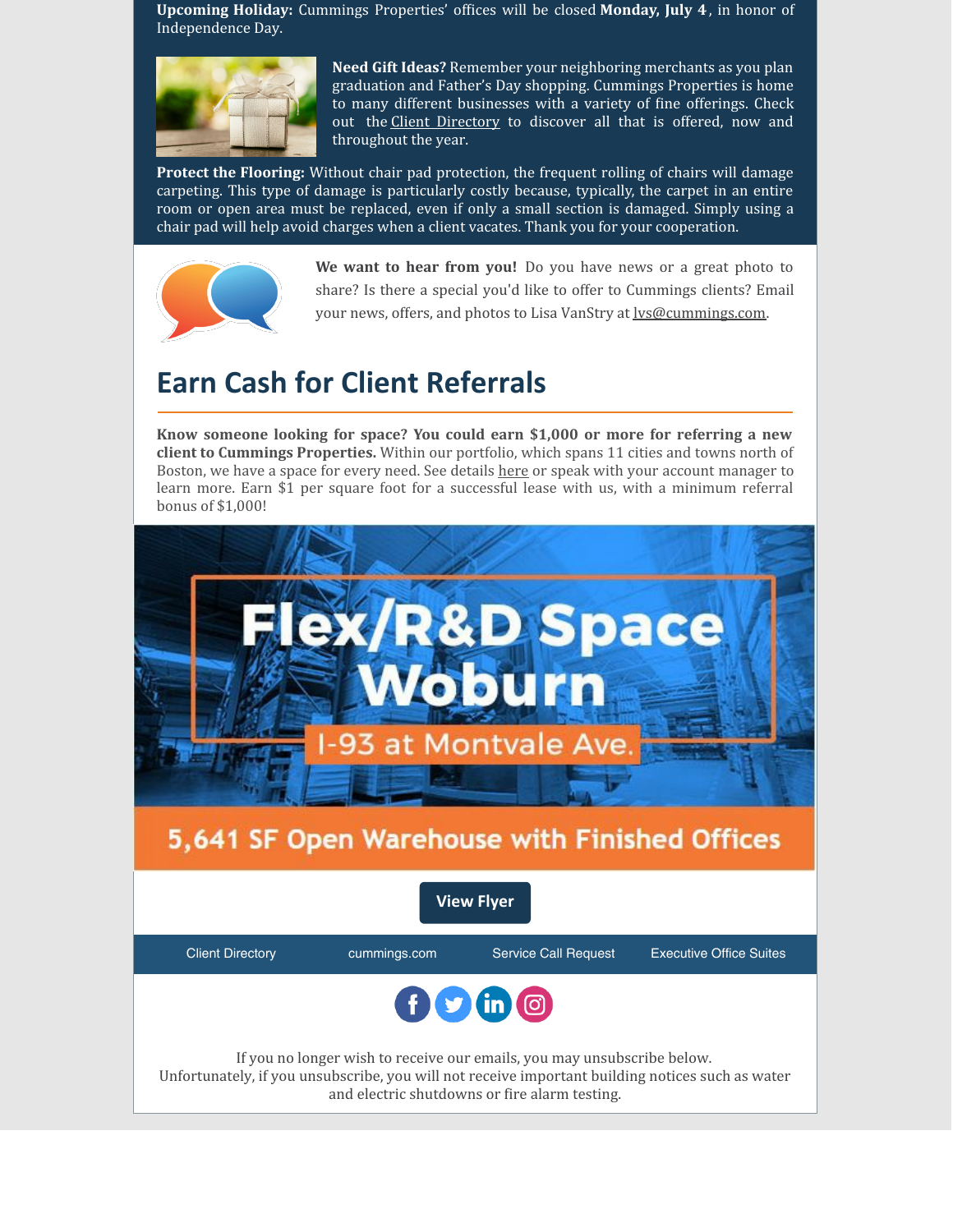**Upcoming Holiday:** Cummings Properties' offices will be closed **Monday, July 4**, in honor of Independence Day.

**Need Gift Ideas?** Remember your neighboring merchants as you plan graduation and Father's Day shopping. Cummings Properties is home to many different businesses with a variety of fine offerings. Check out the Client Directory to discover all that is offered, now and throughout the year.

**Protect the Flooring:** Without chair pad protection, the frequent rolling of chairs will damage carpeting. This type of damage is particularly costly because, typically, the carpet in an entire room or open area must be replaced, even if only a small section is damaged. Simply using a chair pad will help avoid charges when a client vacates. Thank you for your cooperation.

**We want to hear from you!** Do you have news or a great photo to share? Is there a special you'd like to offer to Cummings clients? Email your news, offers, and photos to Lisa VanStry at lvs@cummings.com.

## Earn Cash for Client Referrals

**Know someone looking for space? You could earn $1,000 or more for referring a new client to Cummings Properties.** Within our portfolio, which spans 11 cities and towns north of Boston, we have a space for every need. See details here or speak with your account manager to learn more. Earn $1 per square foot for a successful lease with us, with a minimum referral bonus of $1,000!

Flex/R&D Space Woburn

I-93 at Montvale Ave.

5,641 SF Open Warehouse with Finished Offices

View Flyer

Client Directory | cummings.com | Service Call Request | Executive Office Suites

If you no longer wish to receive our emails, you may unsubscribe below.
Unfortunately, if you unsubscribe, you will not receive important building notices such as water and electric shutdowns or fire alarm testing.